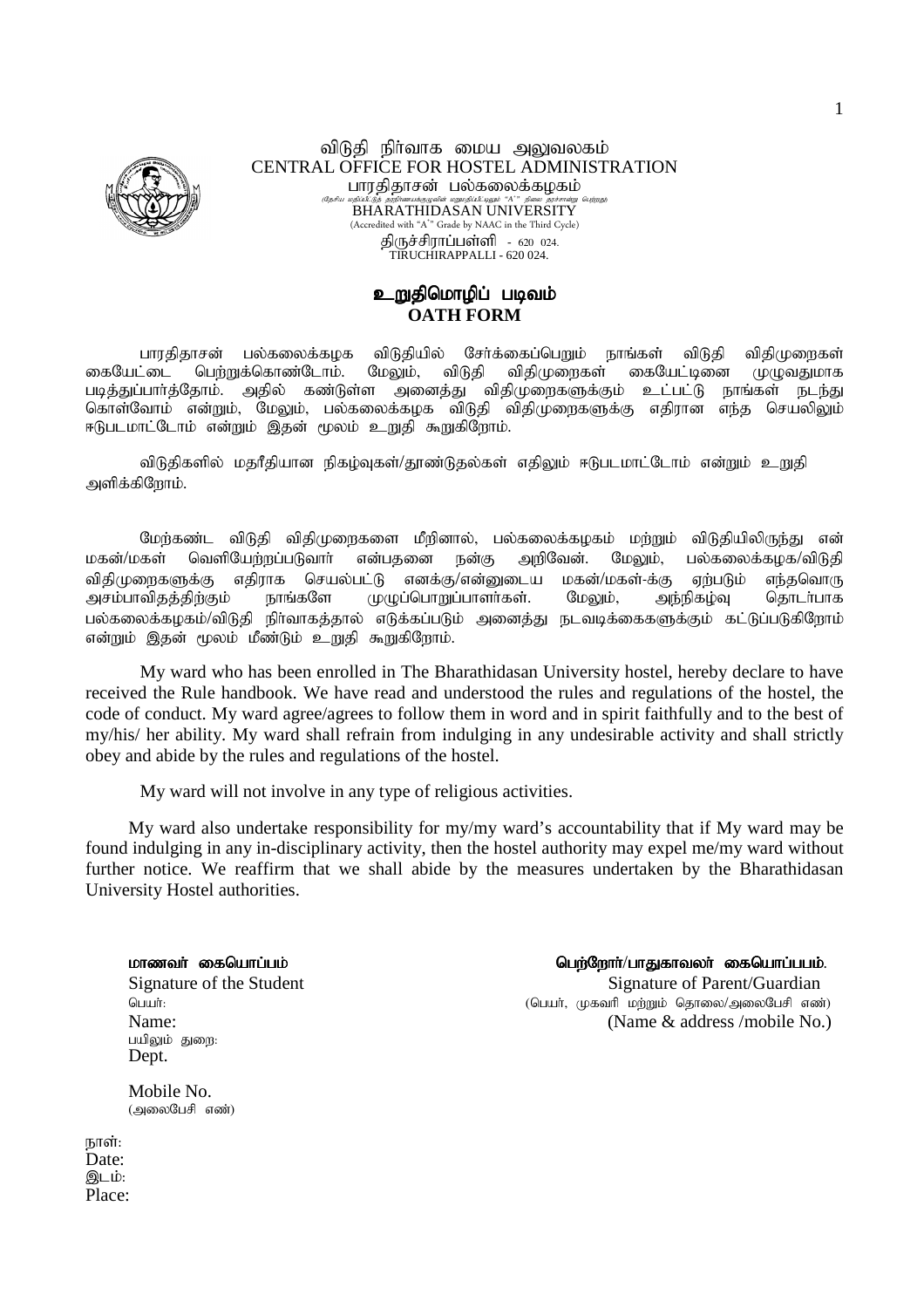விடுதி நிர்வாக மைய அலுவலகம்
CENTRAL OFFICE FOR HOSTEL ADMINISTRATION
பாரதிதாசன் பல்கலைக்கழகம்
(தேசிய மதிப்பீட்டுத் தரநிர்ணயக்குழுவின் மறுமதிப்பீட்டிலும் "A+" நிலை தரச்சான்று பெற்றது)
BHARATHIDASAN UNIVERSITY
(Accredited with "A+" Grade by NAAC in the Third Cycle)
திருச்சிராப்பள்ளி - 620 024.
TIRUCHIRAPPALLI - 620 024.

## உறுதிமொழிப் படிவம்
## OATH FORM

பாரதிதாசன் பல்கலைக்கழக விடுதியில் சேர்க்கைப்பெறும் நாங்கள் விடுதி விதிமுறைகள் கையேட்டை பெற்றுக்கொண்டோம். மேலும், விடுதி விதிமுறைகள் கையேட்டினை முழுவதுமாக படித்துப்பார்த்தோம். அதில் கண்டுள்ள அனைத்து விதிமுறைகளுக்கும் உட்பட்டு நாங்கள் நடந்து கொள்வோம் என்றும், மேலும், பல்கலைக்கழக விடுதி விதிமுறைகளுக்கு எதிரான எந்த செயலிலும் ஈடுபடமாட்டோம் என்றும் இதன் மூலம் உறுதி கூறுகிறோம்.

விடுதிகளில் மதரீதியான நிகழ்வுகள்/தூண்டுதல்கள் எதிலும் ஈடுபடமாட்டோம் என்றும் உறுதி அளிக்கிறோம்.

மேற்கண்ட விடுதி விதிமுறைகளை மீறினால், பல்கலைக்கழகம் மற்றும் விடுதியிலிருந்து என் மகன்/மகள் வெளியேற்றப்படுவார் என்பதனை நன்கு அறிவேன். மேலும், பல்கலைக்கழக/விடுதி விதிமுறைகளுக்கு எதிராக செயல்பட்டு எனக்கு/என்னுடைய மகன்/மகள்-க்கு ஏற்படும் எந்தவொரு அசம்பாவிதத்திற்கும் நாங்களே முழுப்பொறுப்பாளர்கள். மேலும், அந்நிகழ்வு தொடர்பாக பல்கலைக்கழகம்/விடுதி நிர்வாகத்தால் எடுக்கப்படும் அனைத்து நடவடிக்கைகளுக்கும் கட்டுப்படுகிறோம் என்றும் இதன் மூலம் மீண்டும் உறுதி கூறுகிறோம்.

My ward who has been enrolled in The Bharathidasan University hostel, hereby declare to have received the Rule handbook. We have read and understood the rules and regulations of the hostel, the code of conduct. My ward agree/agrees to follow them in word and in spirit faithfully and to the best of my/his/ her ability. My ward shall refrain from indulging in any undesirable activity and shall strictly obey and abide by the rules and regulations of the hostel.

My ward will not involve in any type of religious activities.

My ward also undertake responsibility for my/my ward's accountability that if My ward may be found indulging in any in-disciplinary activity, then the hostel authority may expel me/my ward without further notice. We reaffirm that we shall abide by the measures undertaken by the Bharathidasan University Hostel authorities.

**மாணவர் கையொப்பம்**
Signature of the Student
பெயர்:
Name:
பயிலும் துறை:
Dept.

Mobile No.
(அலைபேசி எண்)

**பெற்றோர்/பாதுகாவலர் கையொப்பம்.**
Signature of Parent/Guardian
(பெயர், முகவரி மற்றும் தொலை/அலைபேசி எண்)
(Name & address /mobile No.)

நாள்:
Date:
இடம்:
Place: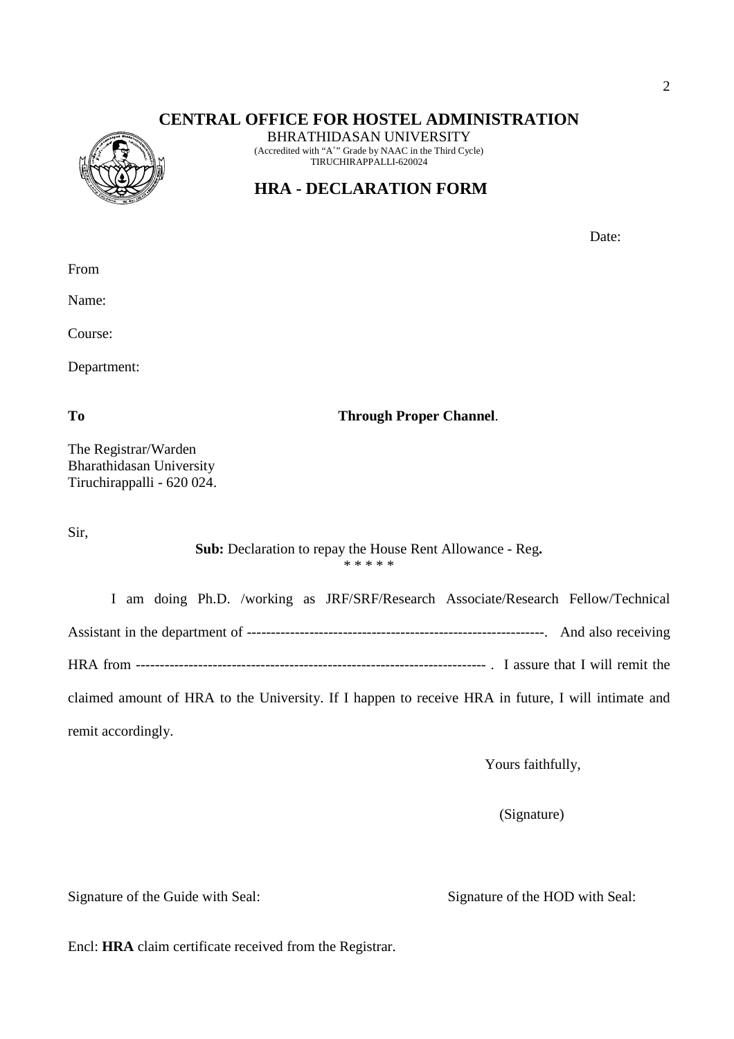# CENTRAL OFFICE FOR HOSTEL ADMINISTRATION

BHRATHIDASAN UNIVERSITY
(Accredited with "A+" Grade by NAAC in the Third Cycle)
TIRUCHIRAPPALLI-620024

## HRA - DECLARATION FORM

Date:

From

Name:

Course:

Department:

**To** **Through Proper Channel**.

The Registrar/Warden
Bharathidasan University
Tiruchirappalli - 620 024.

Sir,

**Sub:** Declaration to repay the House Rent Allowance - Reg**.**

\* \* \* \* \*

I am doing Ph.D. /working as JRF/SRF/Research Associate/Research Fellow/Technical Assistant in the department of --------------------------------------------------------------. And also receiving HRA from ------------------------------------------------------------------------ . I assure that I will remit the claimed amount of HRA to the University. If I happen to receive HRA in future, I will intimate and remit accordingly.

Yours faithfully,

(Signature)

Signature of the Guide with Seal: Signature of the HOD with Seal:

Encl: **HRA** claim certificate received from the Registrar.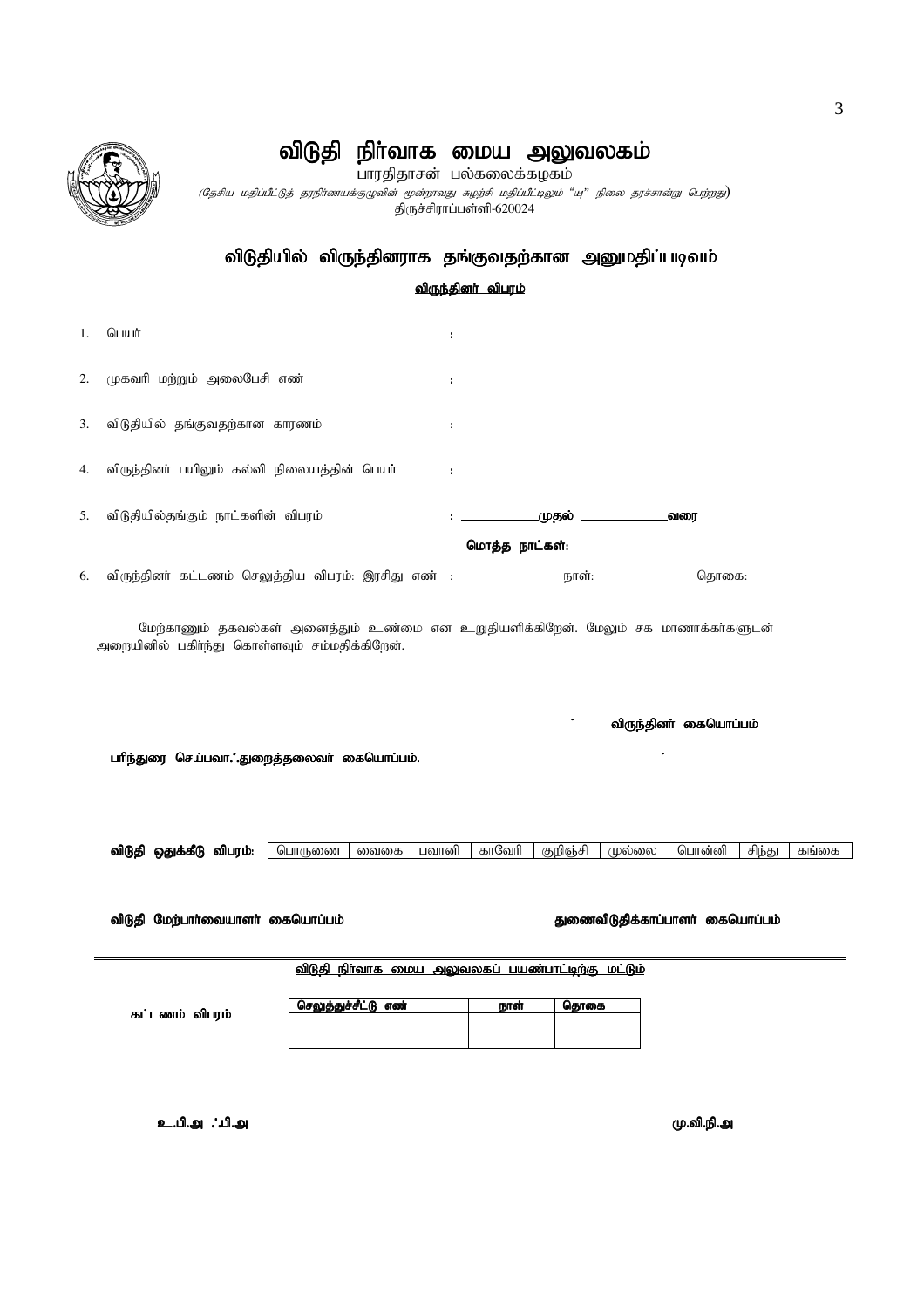# விடுதி நிர்வாக மைய அலுவலகம்

பாரதிதாசன் பல்கலைக்கழகம்

*(தேசிய மதிப்பீட்டுத் தரநிர்ணயக்குழுவின் மூன்றாவது சுழற்சி மதிப்பீட்டிலும் "ஏ" நிலை தரச்சான்று பெற்றது)*

திருச்சிராப்பள்ளி-620024

## விடுதியில் விருந்தினராக தங்குவதற்கான அனுமதிப்படிவம்

**விருந்தினர் விபரம்**

1. பெயர் :
2. முகவரி மற்றும் அலைபேசி எண் :
3. விடுதியில் தங்குவதற்கான காரணம் :
4. விருந்தினர் பயிலும் கல்வி நிலையத்தின் பெயர் :
5. விடுதியில்தங்கும் நாட்களின் விபரம் : \_\_\_\_\_\_\_\_\_\_முதல் \_\_\_\_\_\_\_\_\_\_வரை

   **மொத்த நாட்கள்:**

6. விருந்தினர் கட்டணம் செலுத்திய விபரம்: இரசிது எண் : நாள்: தொகை:

மேற்காணும் தகவல்கள் அனைத்தும் உண்மை என உறுதியளிக்கிறேன். மேலும் சக மாணாக்கர்களுடன் அறையினில் பகிர்ந்து கொள்ளவும் சம்மதிக்கிறேன்.

**விருந்தினர் கையொப்பம்**

**பரிந்துரை செய்பவர்/துறைத்தலைவர் கையொப்பம்.**

**விடுதி ஒதுக்கீடு விபரம்:**

| பொருணை | வைகை | பவானி | காவேரி | குறிஞ்சி | முல்லை | பொன்னி | சிந்து | கங்கை |
|---|---|---|---|---|---|---|---|---|

**விடுதி மேற்பார்வையாளர் கையொப்பம்** **துணைவிடுதிக்காப்பாளர் கையொப்பம்**

---

**விடுதி நிர்வாக மைய அலுவலகப் பயன்பாட்டிற்கு மட்டும்**

**கட்டணம் விபரம்**

| செலுத்துச்சீட்டு எண் | நாள் | தொகை |
|---|---|---|
| | | |

**உ.பி.அ /.பி.அ** **மு.வி.நி.அ**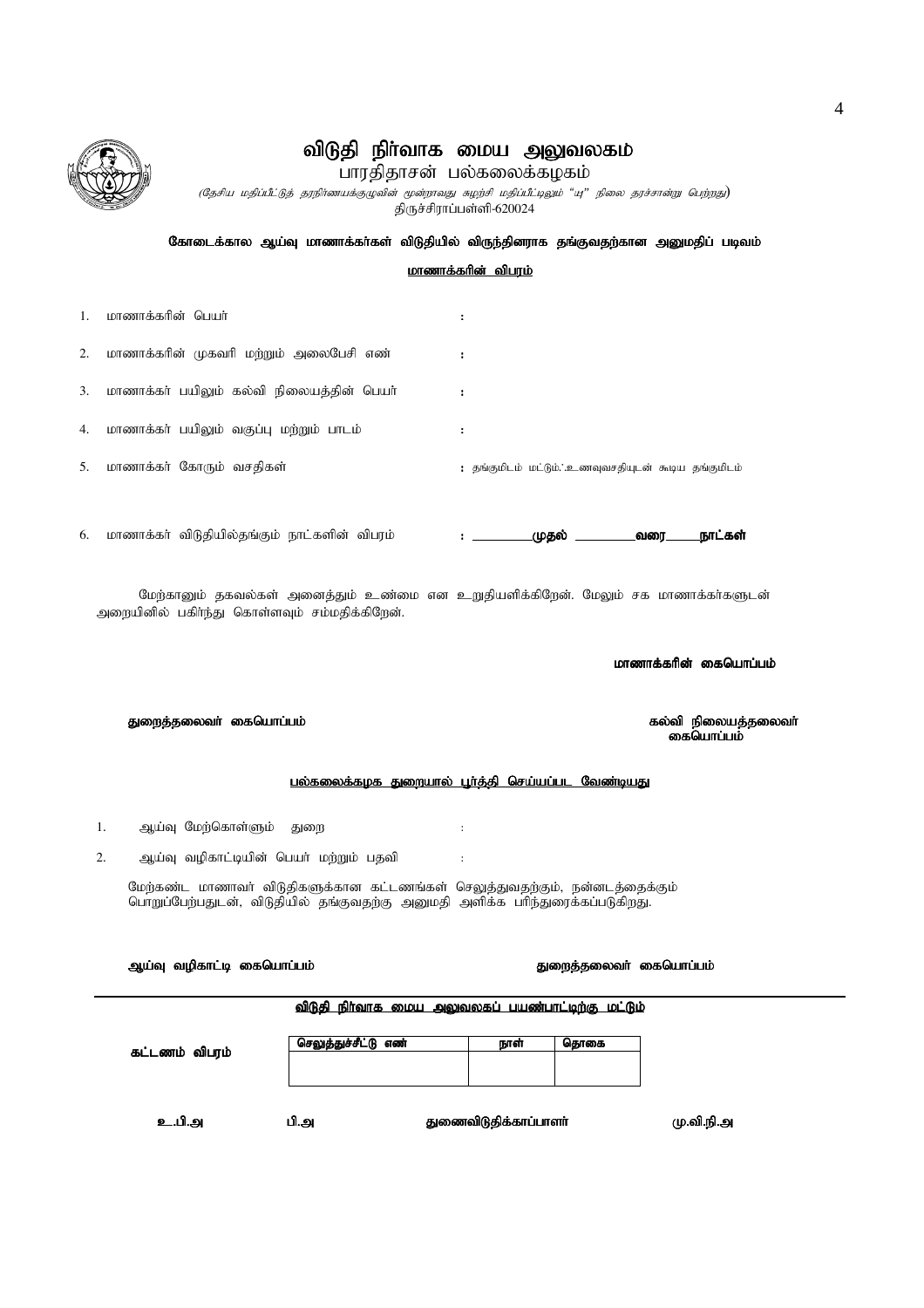# விடுதி நிர்வாக மைய அலுவலகம்

பாரதிதாசன் பல்கலைக்கழகம்

*(தேசிய மதிப்பீட்டுத் தரநிர்ணயக்குழுவின் மூன்றாவது சுழற்சி மதிப்பீட்டிலும் "ஏ" நிலை தரச்சான்று பெற்றது)*

திருச்சிராப்பள்ளி-620024

**கோடைக்கால ஆய்வு மாணாக்கர்கள் விடுதியில் விருந்தினராக தங்குவதற்கான அனுமதிப் படிவம்**

**<u>மாணாக்கரின் விபரம்</u>**

1. மாணாக்கரின் பெயர் :
2. மாணாக்கரின் முகவரி மற்றும் அலைபேசி எண் :
3. மாணாக்கர் பயிலும் கல்வி நிலையத்தின் பெயர் :
4. மாணாக்கர் பயிலும் வகுப்பு மற்றும் பாடம் :
5. மாணாக்கர் கோரும் வசதிகள் : தங்குமிடம் மட்டும்.'.உணவுவசதியுடன் கூடிய தங்குமிடம்
6. மாணாக்கர் விடுதியில்தங்கும் நாட்களின் விபரம் : ________**முதல்** ________**வரை**_____**நாட்கள்**

மேற்காணும் தகவல்கள் அனைத்தும் உண்மை என உறுதியளிக்கிறேன். மேலும் சக மாணாக்கர்களுடன் அறையினில் பகிர்ந்து கொள்ளவும் சம்மதிக்கிறேன்.

**மாணாக்கரின் கையொப்பம்**

**துறைத்தலைவர் கையொப்பம்** **கல்வி நிலையத்தலைவர் கையொப்பம்**

**<u>பல்கலைக்கழக துறையால் பூர்த்தி செய்யப்பட வேண்டியது</u>**

1. ஆய்வு மேற்கொள்ளும் துறை :
2. ஆய்வு வழிகாட்டியின் பெயர் மற்றும் பதவி :

மேற்கண்ட மாணாவர் விடுதிகளுக்கான கட்டணங்கள் செலுத்துவதற்கும், நன்னடத்தைக்கும் பொறுப்பேற்பதுடன், விடுதியில் தங்குவதற்கு அனுமதி அளிக்க பரிந்துரைக்கப்படுகிறது.

**ஆய்வு வழிகாட்டி கையொப்பம்** **துறைத்தலைவர் கையொப்பம்**

---

**<u>விடுதி நிர்வாக மைய அலுவலகப் பயன்பாட்டிற்கு மட்டும்</u>**

**கட்டணம் விபரம்**

| செலுத்துச்சீட்டு எண் | நாள் | தொகை |
|---|---|---|
| | | |

**உ.பி.அ** **பி.அ** **துணைவிடுதிக்காப்பாளர்** **மு.வி.நி.அ**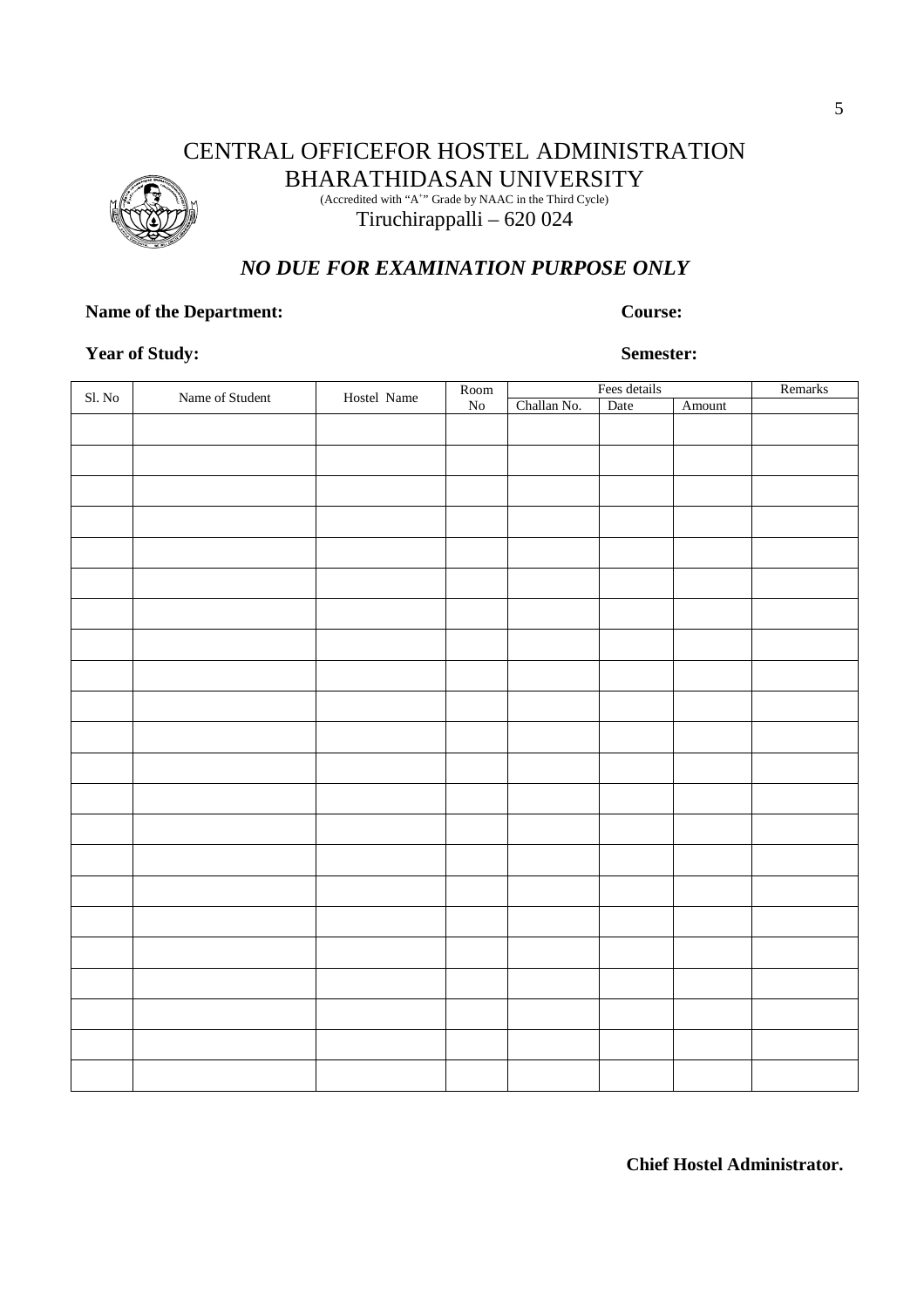# CENTRAL OFFICEFOR HOSTEL ADMINISTRATION

## BHARATHIDASAN UNIVERSITY

(Accredited with "A+" Grade by NAAC in the Third Cycle)

Tiruchirappalli – 620 024

## *NO DUE FOR EXAMINATION PURPOSE ONLY*

**Name of the Department:** **Course:**

**Year of Study:** **Semester:**

| Sl. No | Name of Student | Hostel Name | Room No | Fees details | | | Remarks |
|---|---|---|---|---|---|---|---|
| | | | | Challan No. | Date | Amount | |
| | | | | | | | |
| | | | | | | | |
| | | | | | | | |
| | | | | | | | |
| | | | | | | | |
| | | | | | | | |
| | | | | | | | |
| | | | | | | | |
| | | | | | | | |
| | | | | | | | |
| | | | | | | | |
| | | | | | | | |
| | | | | | | | |
| | | | | | | | |
| | | | | | | | |
| | | | | | | | |
| | | | | | | | |
| | | | | | | | |
| | | | | | | | |
| | | | | | | | |
| | | | | | | | |
| | | | | | | | |

**Chief Hostel Administrator.**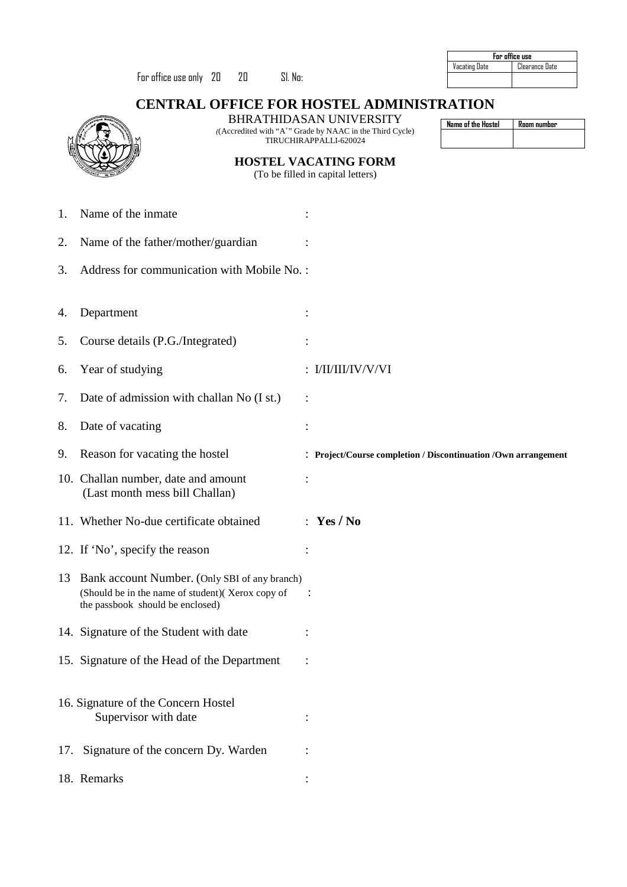For office use only 20 20 Sl. No:

| For office use | |
|---|---|
| Vacating Date | Clearance Date |
| | |

# CENTRAL OFFICE FOR HOSTEL ADMINISTRATION

BHRATHIDASAN UNIVERSITY

((Accredited with "A+" Grade by NAAC in the Third Cycle)

TIRUCHIRAPPALLI-620024

| Name of the Hostel | Room number |
|---|---|
| | |

## HOSTEL VACATING FORM

(To be filled in capital letters)

1. Name of the inmate :
2. Name of the father/mother/guardian :
3. Address for communication with Mobile No. :
4. Department :
5. Course details (P.G./Integrated) :
6. Year of studying : I/II/III/IV/V/VI
7. Date of admission with challan No (I st.) :
8. Date of vacating :
9. Reason for vacating the hostel : **Project/Course completion / Discontinuation /Own arrangement**
10. Challan number, date and amount (Last month mess bill Challan) :
11. Whether No-due certificate obtained : **Yes / No**
12. If 'No', specify the reason :
13. Bank account Number. (Only SBI of any branch) (Should be in the name of student)( Xerox copy of the passbook should be enclosed) :
14. Signature of the Student with date :
15. Signature of the Head of the Department :
16. Signature of the Concern Hostel Supervisor with date :
17. Signature of the concern Dy. Warden :
18. Remarks :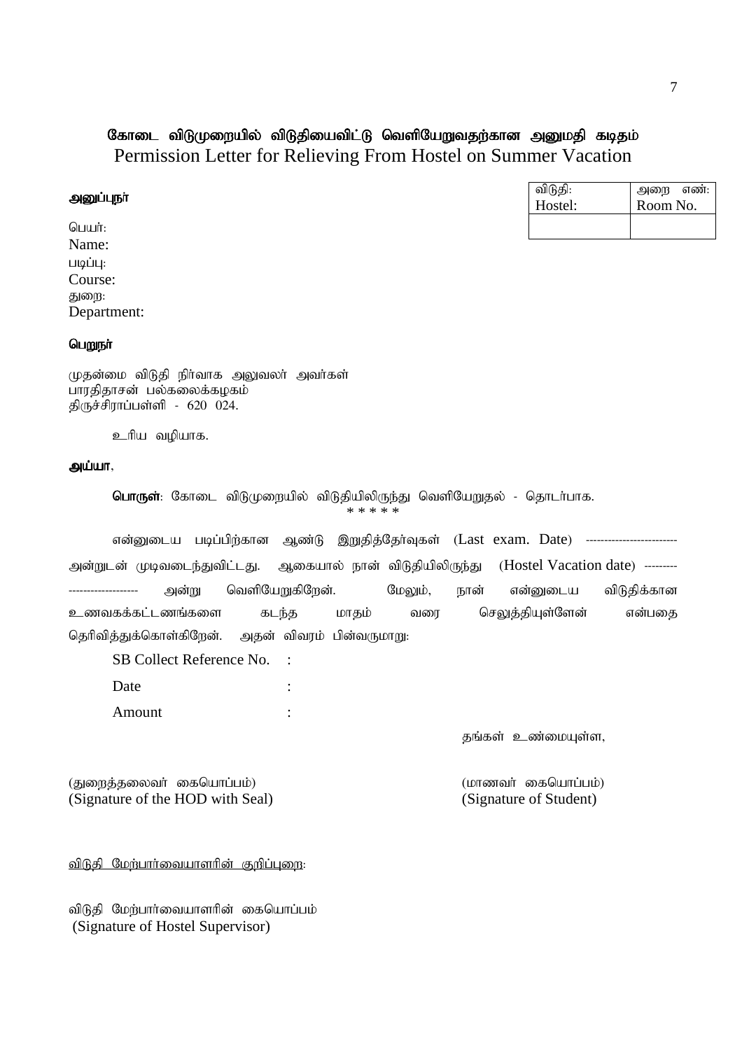# கோடை விடுமுறையில் விடுதியைவிட்டு வெளியேறுவதற்கான அனுமதி கடிதம்
## Permission Letter for Relieving From Hostel on Summer Vacation

| விடுதி: Hostel: | அறை எண்: Room No. |
|---|---|
| | |

**அனுப்புநர்**

பெயர்:
Name:
படிப்பு:
Course:
துறை:
Department:

**பெறுநர்**

முதன்மை விடுதி நிர்வாக அலுவலர் அவர்கள்
பாரதிதாசன் பல்கலைக்கழகம்
திருச்சிராப்பள்ளி - 620 024.

உரிய வழியாக.

**அய்யா,**

**பொருள்**: கோடை விடுமுறையில் விடுதியிலிருந்து வெளியேறுதல் - தொடர்பாக.
* * * * *

என்னுடைய படிப்பிற்கான ஆண்டு இறுதித்தேர்வுகள் (Last exam. Date) ------------------------ அன்றுடன் முடிவடைந்துவிட்டது. ஆகையால் நான் விடுதியிலிருந்து (Hostel Vacation date) --------- ------------------- அன்று வெளியேறுகிறேன். மேலும், நான் என்னுடைய விடுதிக்கான உணவகக்கட்டணங்களை கடந்த மாதம் வரை செலுத்தியுள்ளேன் என்பதை தெரிவித்துக்கொள்கிறேன். அதன் விவரம் பின்வருமாறு:

SB Collect Reference No. :

Date :

Amount :

தங்கள் உண்மையுள்ள,

(துறைத்தலைவர் கையொப்பம்)
(Signature of the HOD with Seal)

(மாணவர் கையொப்பம்)
(Signature of Student)

<u>விடுதி மேற்பார்வையாளரின் குறிப்புரை:</u>

விடுதி மேற்பார்வையாளரின் கையொப்பம்
(Signature of Hostel Supervisor)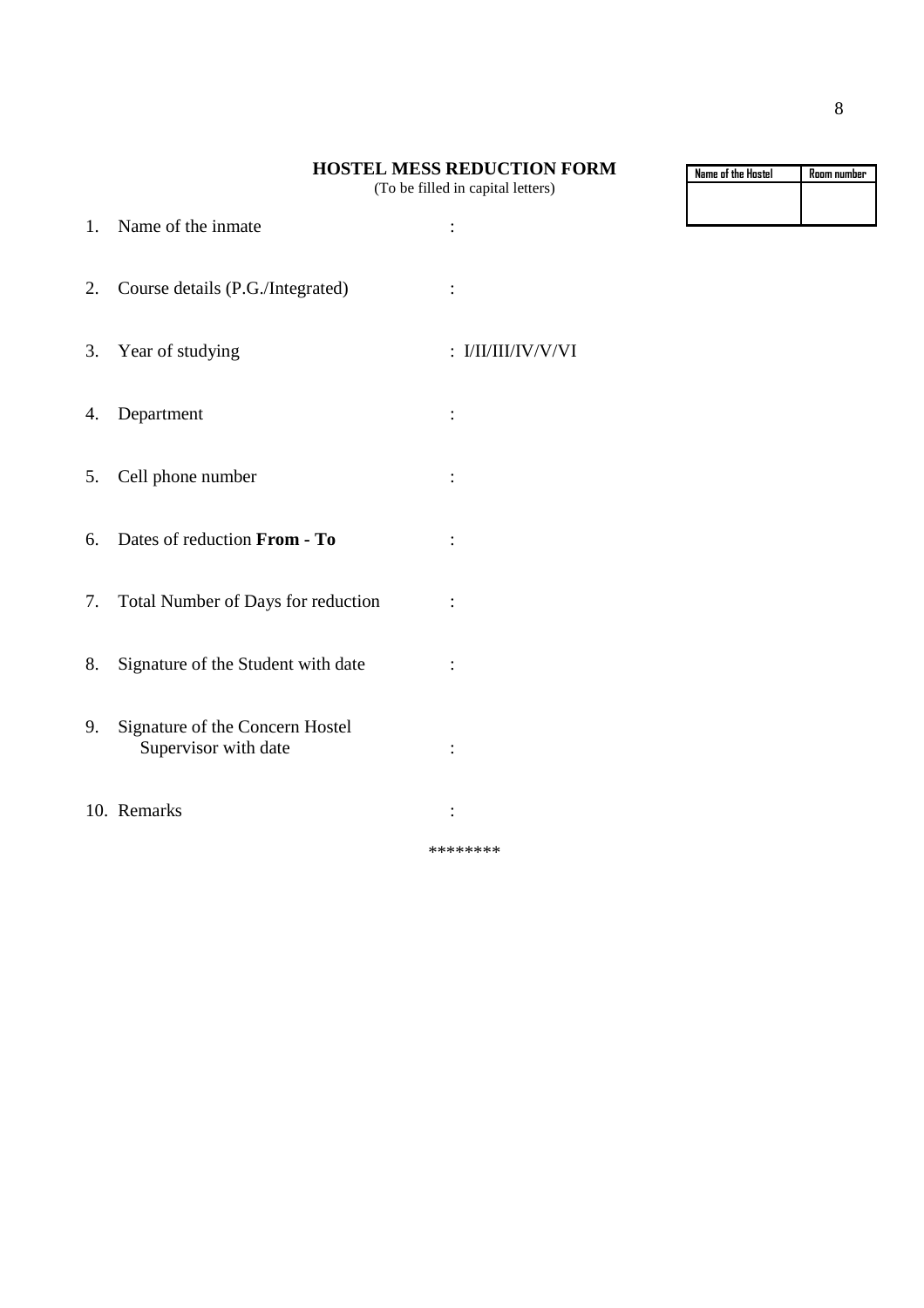# HOSTEL MESS REDUCTION FORM

(To be filled in capital letters)

| Name of the Hostel | Room number |
|---|---|
| | |

1. Name of the inmate :

2. Course details (P.G./Integrated) :

3. Year of studying : I/II/III/IV/V/VI

4. Department :

5. Cell phone number :

6. Dates of reduction **From - To** :

7. Total Number of Days for reduction :

8. Signature of the Student with date :

9. Signature of the Concern Hostel Supervisor with date :

10. Remarks :

********